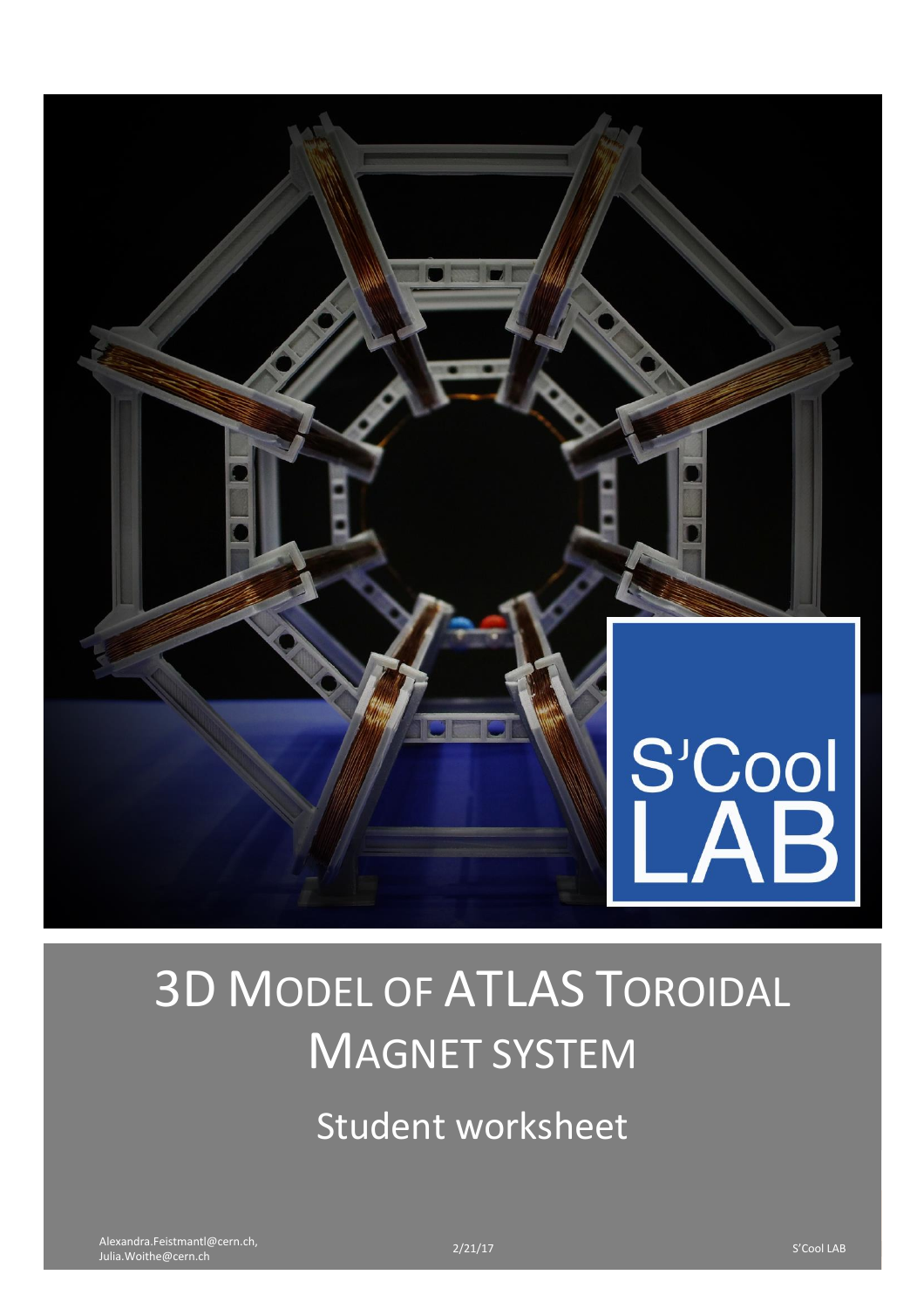# 3D Model of ATLAS Toroidal Magnet System

## Student worksheet

Alexandra.Feistmantl@cern.ch, Julia.Woithe@cern.ch

2/21/17

S'Cool LAB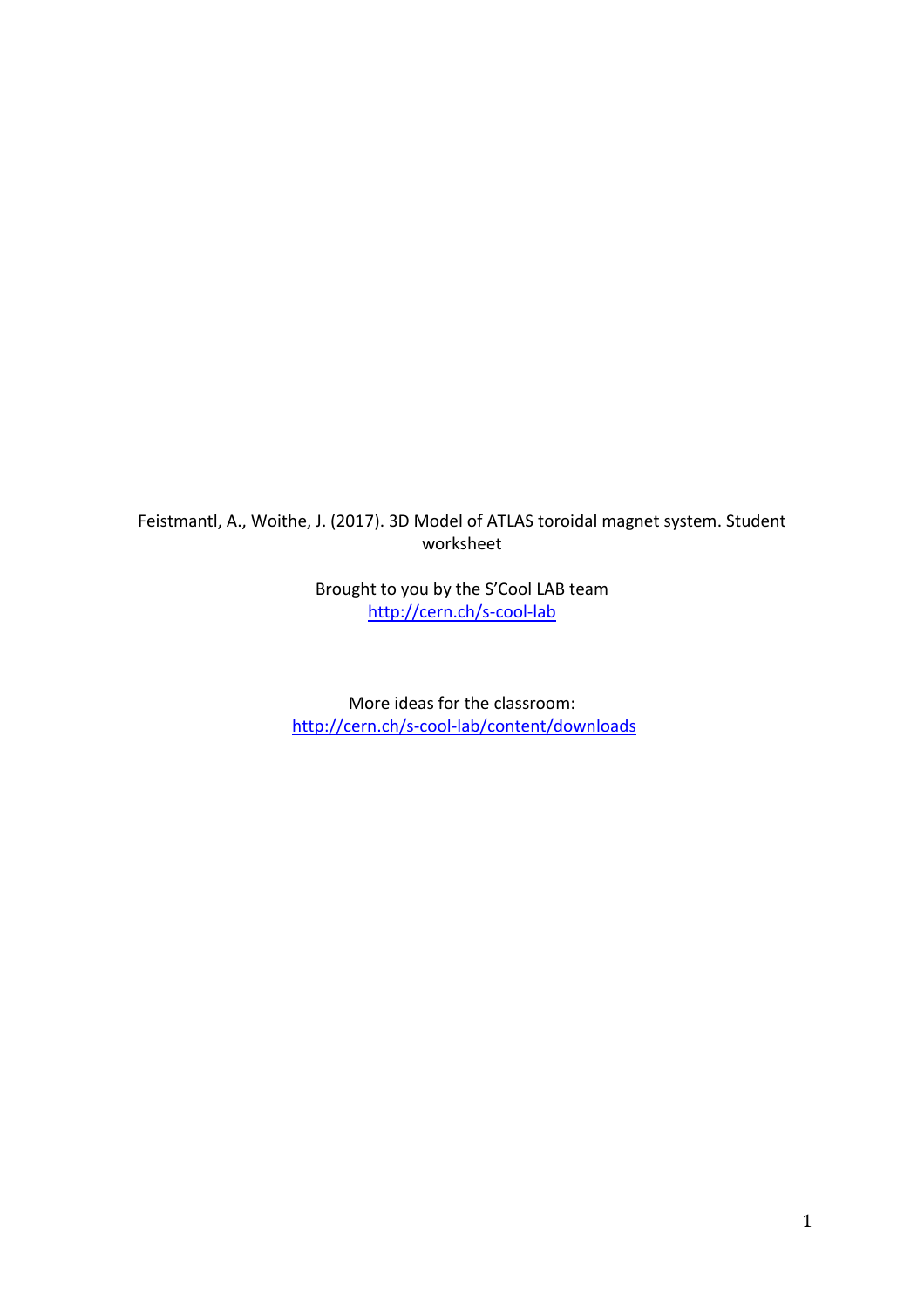Feistmantl, A., Woithe, J. (2017). 3D Model of ATLAS toroidal magnet system. Student worksheet

Brought to you by the S'Cool LAB team
http://cern.ch/s-cool-lab

More ideas for the classroom:
http://cern.ch/s-cool-lab/content/downloads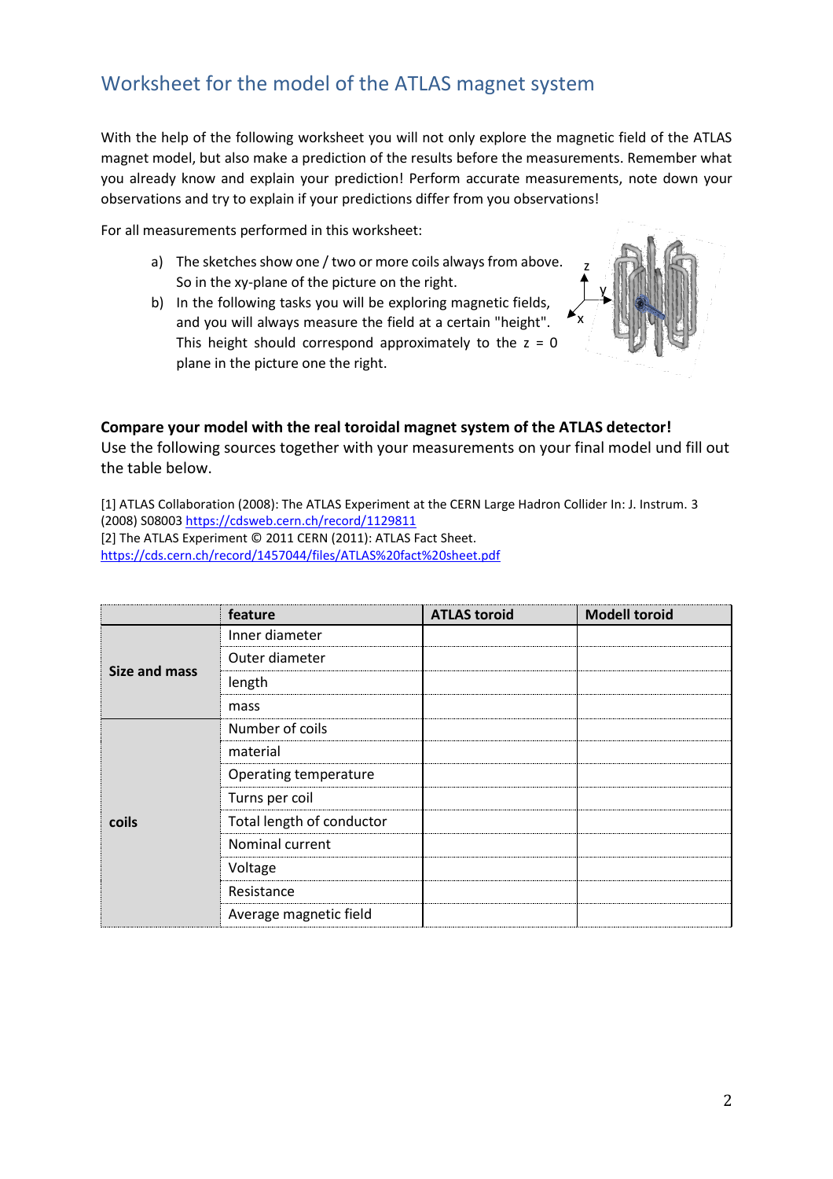# Worksheet for the model of the ATLAS magnet system

With the help of the following worksheet you will not only explore the magnetic field of the ATLAS magnet model, but also make a prediction of the results before the measurements. Remember what you already know and explain your prediction! Perform accurate measurements, note down your observations and try to explain if your predictions differ from you observations!

For all measurements performed in this worksheet:

a) The sketches show one / two or more coils always from above. So in the xy-plane of the picture on the right.

b) In the following tasks you will be exploring magnetic fields, and you will always measure the field at a certain "height". This height should correspond approximately to the z = 0 plane in the picture one the right.

z

y

x

**Compare your model with the real toroidal magnet system of the ATLAS detector!**

Use the following sources together with your measurements on your final model und fill out the table below.

[1] ATLAS Collaboration (2008): The ATLAS Experiment at the CERN Large Hadron Collider In: J. Instrum. 3 (2008) S08003 https://cdsweb.cern.ch/record/1129811

[2] The ATLAS Experiment © 2011 CERN (2011): ATLAS Fact Sheet. https://cds.cern.ch/record/1457044/files/ATLAS%20fact%20sheet.pdf

| | feature | ATLAS toroid | Modell toroid |
|---|---|---|---|
| **Size and mass** | Inner diameter | | |
| | Outer diameter | | |
| | length | | |
| | mass | | |
| **coils** | Number of coils | | |
| | material | | |
| | Operating temperature | | |
| | Turns per coil | | |
| | Total length of conductor | | |
| | Nominal current | | |
| | Voltage | | |
| | Resistance | | |
| | Average magnetic field | | |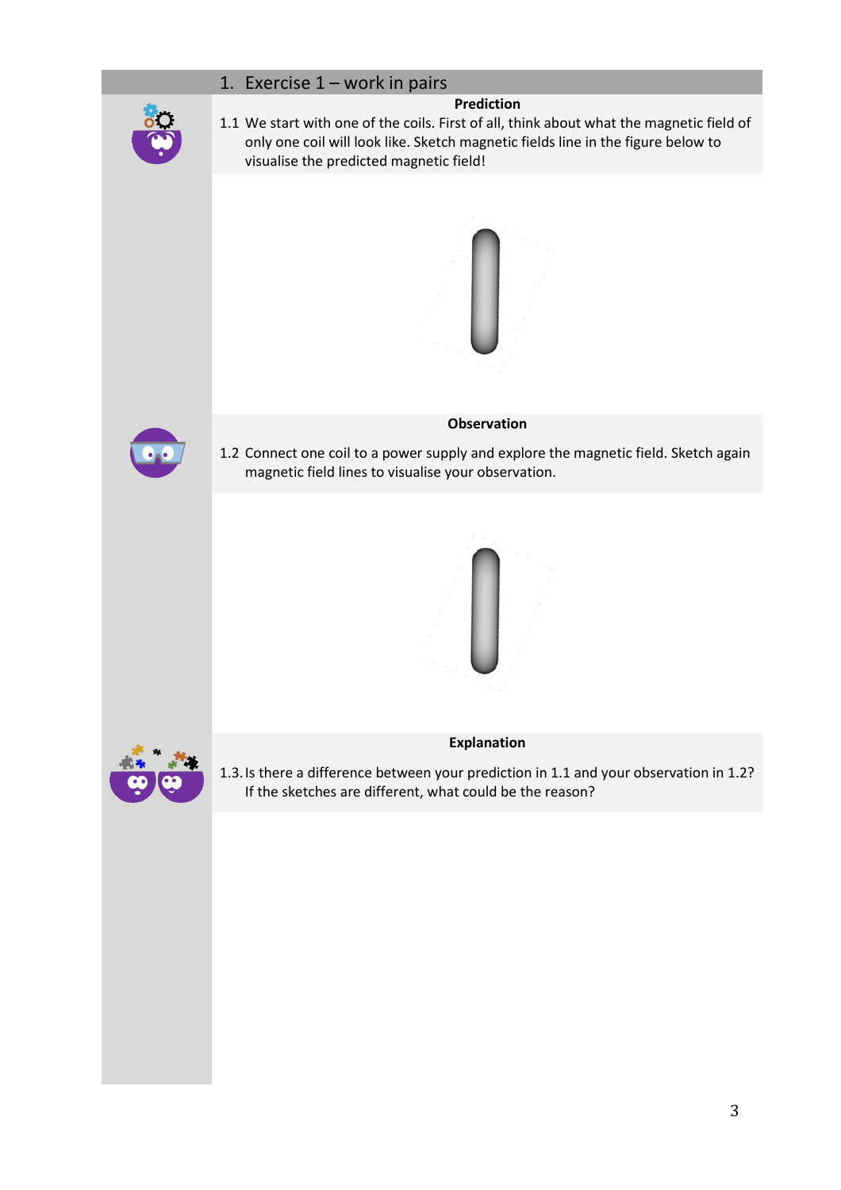## 1. Exercise 1 – work in pairs

**Prediction**

1.1 We start with one of the coils. First of all, think about what the magnetic field of only one coil will look like. Sketch magnetic fields line in the figure below to visualise the predicted magnetic field!

**Observation**

1.2 Connect one coil to a power supply and explore the magnetic field. Sketch again magnetic field lines to visualise your observation.

**Explanation**

1.3. Is there a difference between your prediction in 1.1 and your observation in 1.2? If the sketches are different, what could be the reason?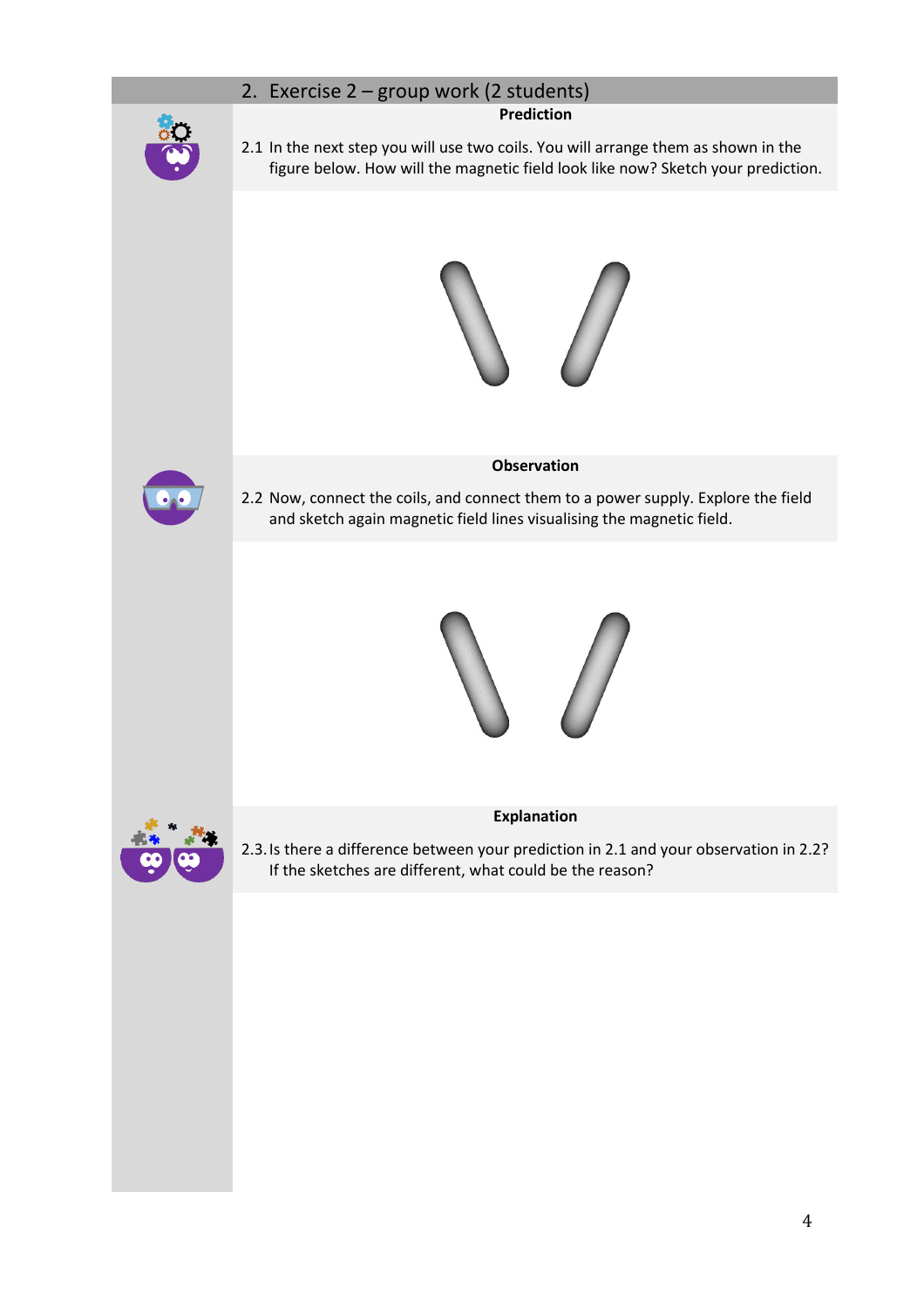## 2. Exercise 2 – group work (2 students)

**Prediction**

2.1 In the next step you will use two coils. You will arrange them as shown in the figure below. How will the magnetic field look like now? Sketch your prediction.

**Observation**

2.2 Now, connect the coils, and connect them to a power supply. Explore the field and sketch again magnetic field lines visualising the magnetic field.

**Explanation**

2.3. Is there a difference between your prediction in 2.1 and your observation in 2.2? If the sketches are different, what could be the reason?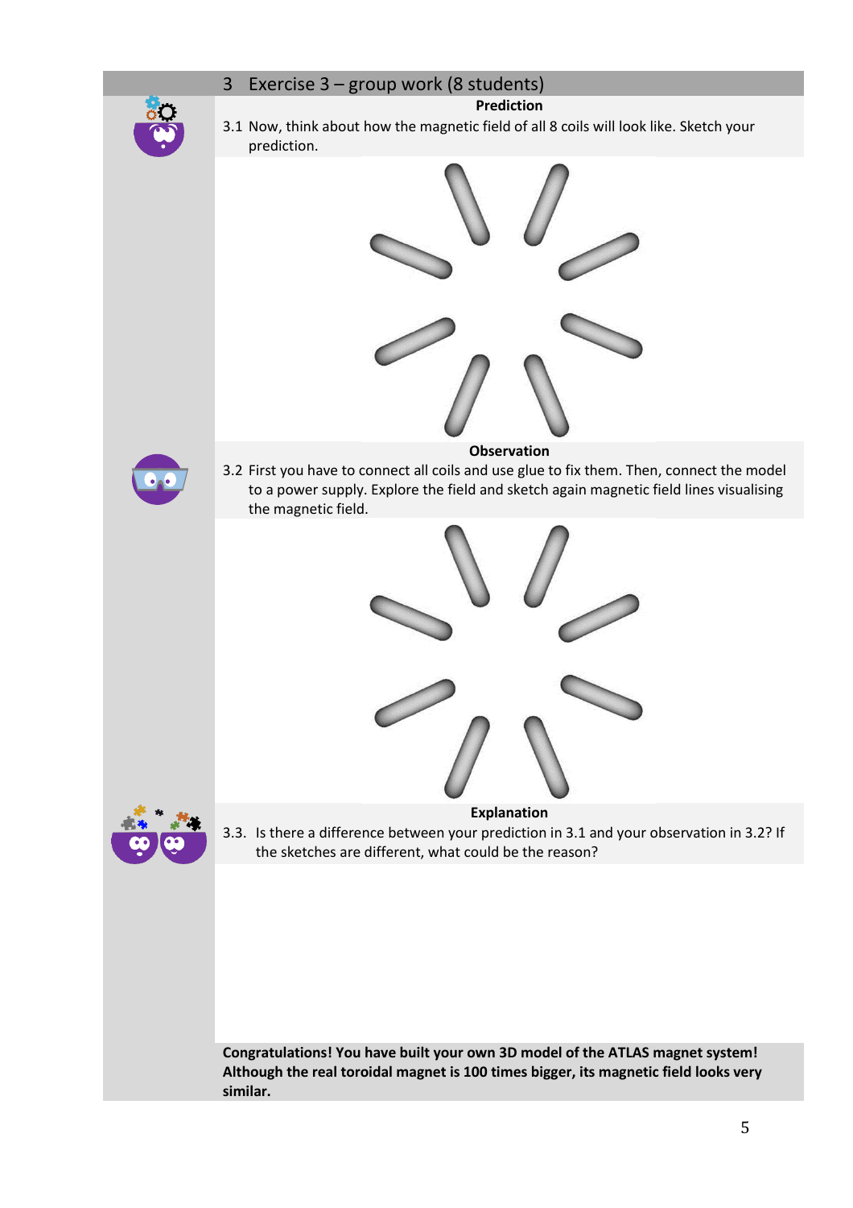## 3 Exercise 3 – group work (8 students)

**Prediction**

3.1 Now, think about how the magnetic field of all 8 coils will look like. Sketch your prediction.

**Observation**

3.2 First you have to connect all coils and use glue to fix them. Then, connect the model to a power supply. Explore the field and sketch again magnetic field lines visualising the magnetic field.

**Explanation**

3.3. Is there a difference between your prediction in 3.1 and your observation in 3.2? If the sketches are different, what could be the reason?

**Congratulations! You have built your own 3D model of the ATLAS magnet system! Although the real toroidal magnet is 100 times bigger, its magnetic field looks very similar.**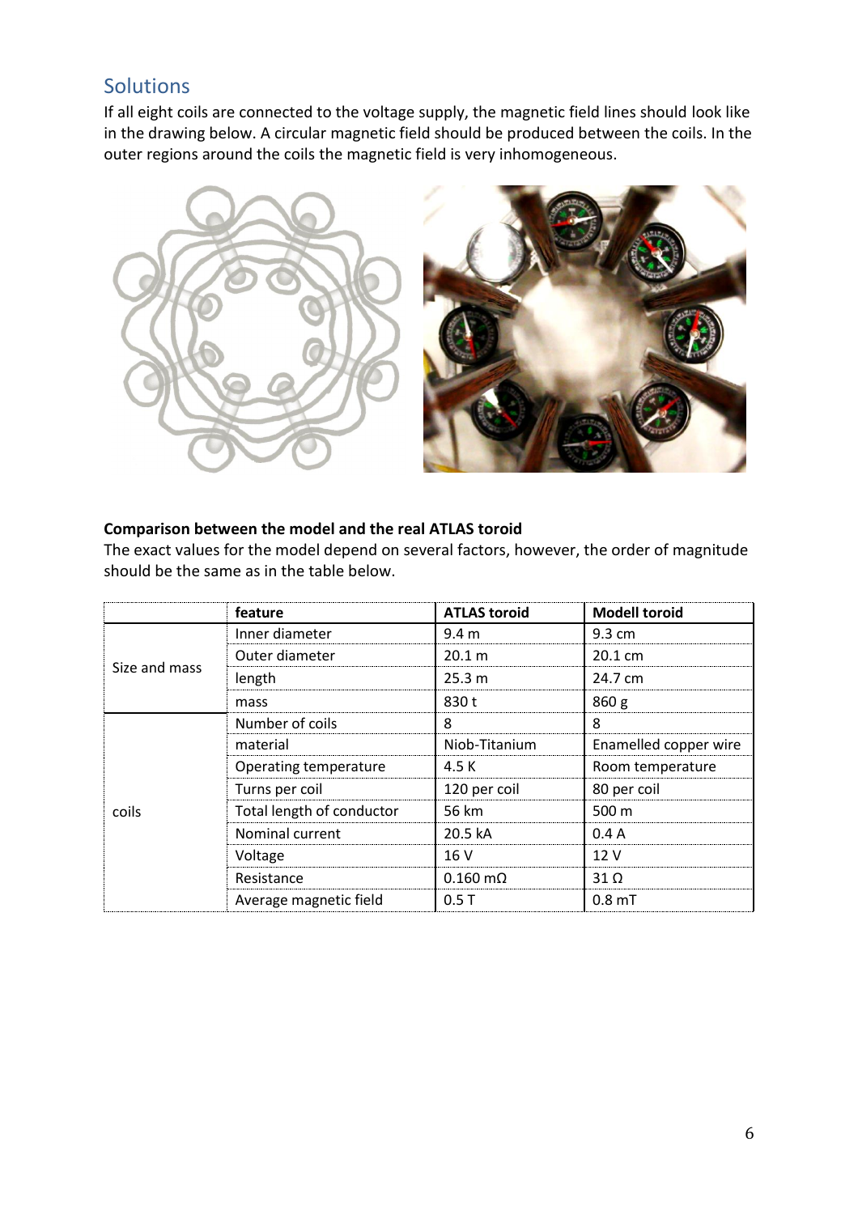## Solutions

If all eight coils are connected to the voltage supply, the magnetic field lines should look like in the drawing below. A circular magnetic field should be produced between the coils. In the outer regions around the coils the magnetic field is very inhomogeneous.

**Comparison between the model and the real ATLAS toroid**

The exact values for the model depend on several factors, however, the order of magnitude should be the same as in the table below.

| | feature | ATLAS toroid | Modell toroid |
|---|---|---|---|
| Size and mass | Inner diameter | 9.4 m | 9.3 cm |
| | Outer diameter | 20.1 m | 20.1 cm |
| | length | 25.3 m | 24.7 cm |
| | mass | 830 t | 860 g |
| coils | Number of coils | 8 | 8 |
| | material | Niob-Titanium | Enamelled copper wire |
| | Operating temperature | 4.5 K | Room temperature |
| | Turns per coil | 120 per coil | 80 per coil |
| | Total length of conductor | 56 km | 500 m |
| | Nominal current | 20.5 kA | 0.4 A |
| | Voltage | 16 V | 12 V |
| | Resistance | 0.160 mΩ | 31 Ω |
| | Average magnetic field | 0.5 T | 0.8 mT |